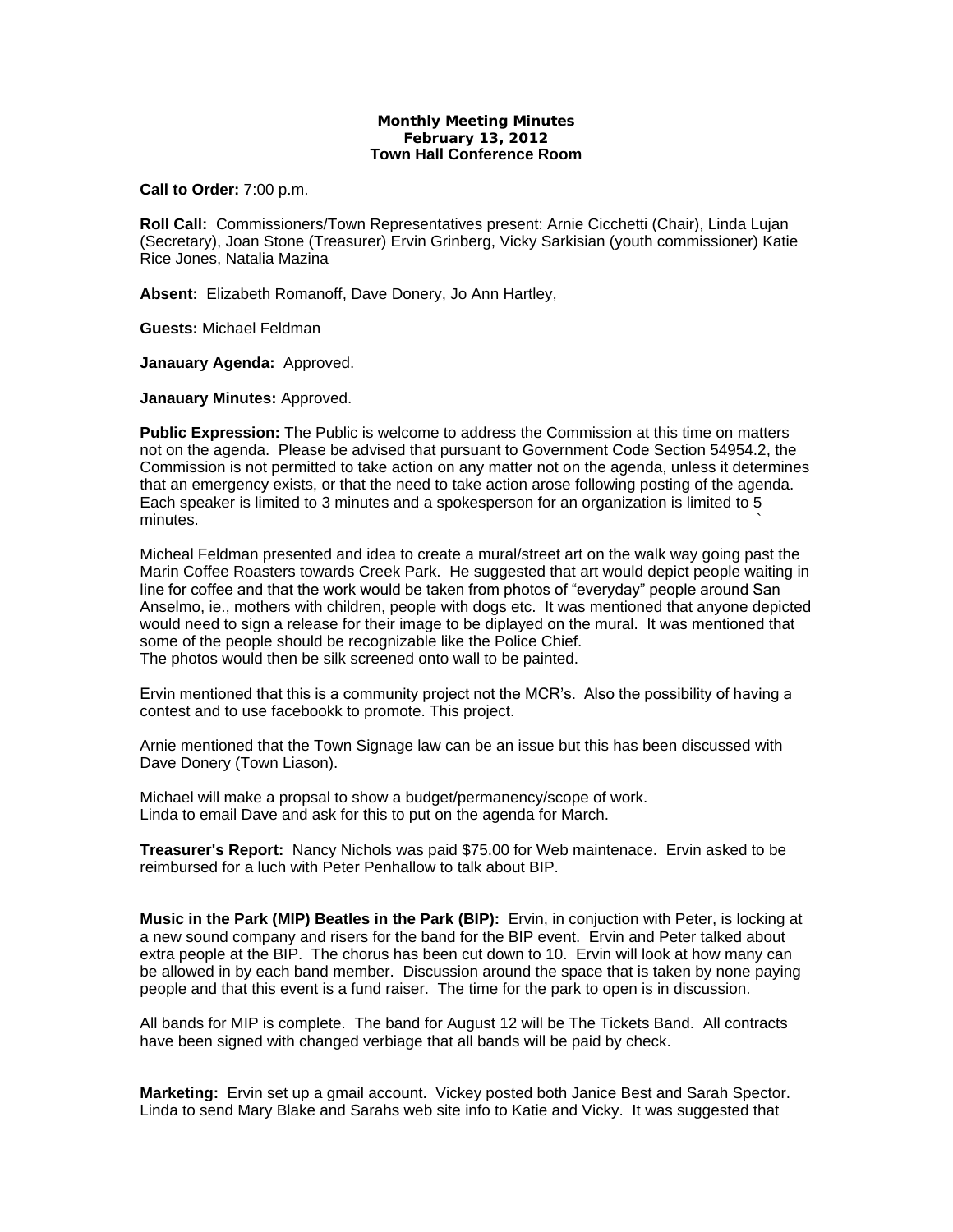**Monthly Meeting Minutes**
**February 13, 2012**
**Town Hall Conference Room**

**Call to Order:** 7:00 p.m.

**Roll Call:** Commissioners/Town Representatives present: Arnie Cicchetti (Chair), Linda Lujan (Secretary), Joan Stone (Treasurer) Ervin Grinberg, Vicky Sarkisian (youth commissioner) Katie Rice Jones, Natalia Mazina

**Absent:** Elizabeth Romanoff, Dave Donery, Jo Ann Hartley,

**Guests:** Michael Feldman

**Janauary Agenda:** Approved.

**Janauary Minutes:** Approved.

**Public Expression:** The Public is welcome to address the Commission at this time on matters not on the agenda. Please be advised that pursuant to Government Code Section 54954.2, the Commission is not permitted to take action on any matter not on the agenda, unless it determines that an emergency exists, or that the need to take action arose following posting of the agenda. Each speaker is limited to 3 minutes and a spokesperson for an organization is limited to 5 minutes.

Micheal Feldman presented and idea to create a mural/street art on the walk way going past the Marin Coffee Roasters towards Creek Park. He suggested that art would depict people waiting in line for coffee and that the work would be taken from photos of "everyday" people around San Anselmo, ie., mothers with children, people with dogs etc. It was mentioned that anyone depicted would need to sign a release for their image to be diplayed on the mural. It was mentioned that some of the people should be recognizable like the Police Chief.
The photos would then be silk screened onto wall to be painted.

Ervin mentioned that this is a community project not the MCR's. Also the possibility of having a contest and to use facebookk to promote. This project.

Arnie mentioned that the Town Signage law can be an issue but this has been discussed with Dave Donery (Town Liason).

Michael will make a propsal to show a budget/permanency/scope of work.
Linda to email Dave and ask for this to put on the agenda for March.

**Treasurer's Report:** Nancy Nichols was paid $75.00 for Web maintenace. Ervin asked to be reimbursed for a luch with Peter Penhallow to talk about BIP.

**Music in the Park (MIP) Beatles in the Park (BIP):** Ervin, in conjuction with Peter, is locking at a new sound company and risers for the band for the BIP event. Ervin and Peter talked about extra people at the BIP. The chorus has been cut down to 10. Ervin will look at how many can be allowed in by each band member. Discussion around the space that is taken by none paying people and that this event is a fund raiser. The time for the park to open is in discussion.

All bands for MIP is complete. The band for August 12 will be The Tickets Band. All contracts have been signed with changed verbiage that all bands will be paid by check.

**Marketing:** Ervin set up a gmail account. Vickey posted both Janice Best and Sarah Spector. Linda to send Mary Blake and Sarahs web site info to Katie and Vicky. It was suggested that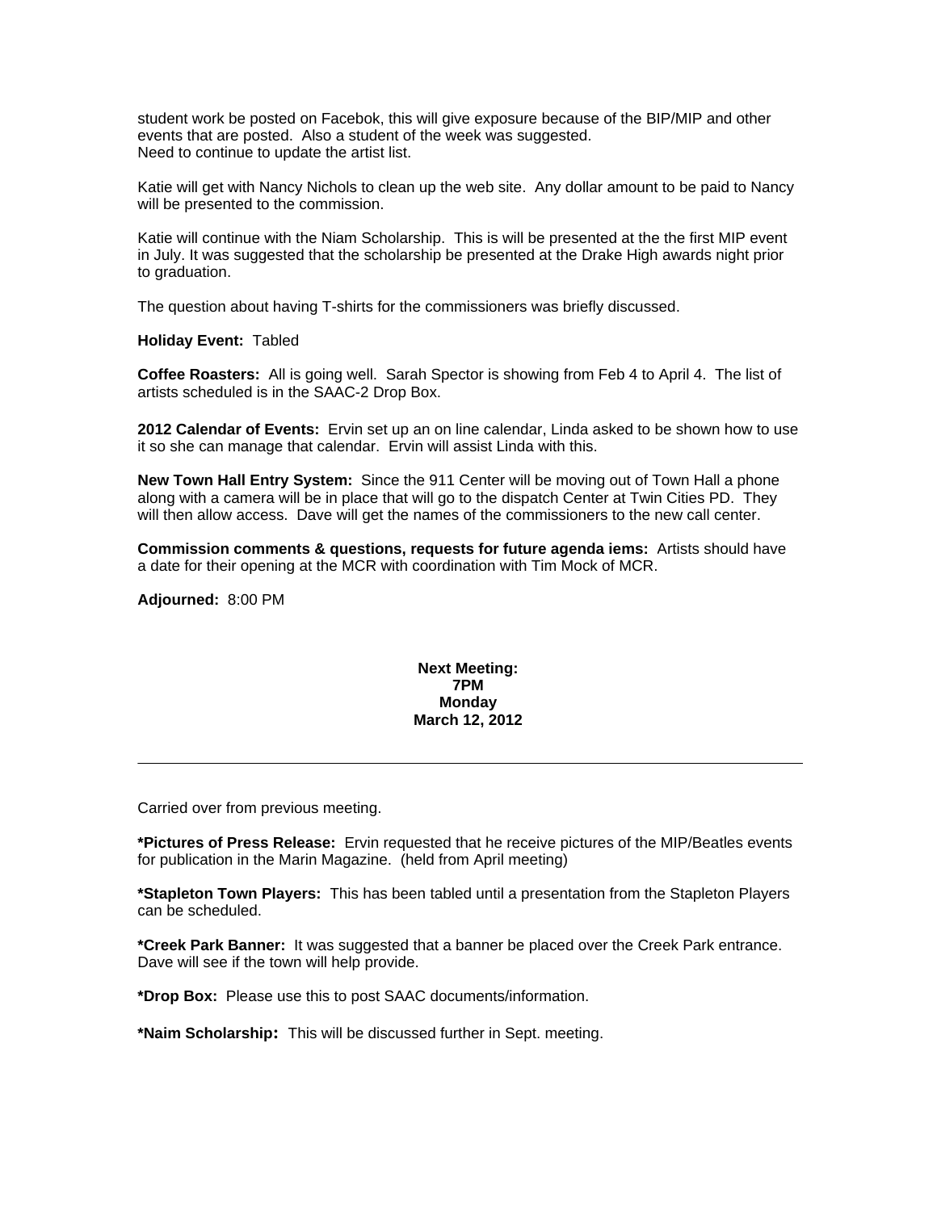student work be posted on Facebok, this will give exposure because of the BIP/MIP and other events that are posted. Also a student of the week was suggested.
Need to continue to update the artist list.

Katie will get with Nancy Nichols to clean up the web site. Any dollar amount to be paid to Nancy will be presented to the commission.

Katie will continue with the Niam Scholarship. This is will be presented at the the first MIP event in July. It was suggested that the scholarship be presented at the Drake High awards night prior to graduation.

The question about having T-shirts for the commissioners was briefly discussed.

**Holiday Event:** Tabled

**Coffee Roasters:** All is going well. Sarah Spector is showing from Feb 4 to April 4. The list of artists scheduled is in the SAAC-2 Drop Box.

**2012 Calendar of Events:** Ervin set up an on line calendar, Linda asked to be shown how to use it so she can manage that calendar. Ervin will assist Linda with this.

**New Town Hall Entry System:** Since the 911 Center will be moving out of Town Hall a phone along with a camera will be in place that will go to the dispatch Center at Twin Cities PD. They will then allow access. Dave will get the names of the commissioners to the new call center.

**Commission comments & questions, requests for future agenda iems:** Artists should have a date for their opening at the MCR with coordination with Tim Mock of MCR.

**Adjourned:** 8:00 PM

**Next Meeting:**
**7PM**
**Monday**
**March 12, 2012**

---

Carried over from previous meeting.

**\*Pictures of Press Release:** Ervin requested that he receive pictures of the MIP/Beatles events for publication in the Marin Magazine. (held from April meeting)

**\*Stapleton Town Players:** This has been tabled until a presentation from the Stapleton Players can be scheduled.

**\*Creek Park Banner:** It was suggested that a banner be placed over the Creek Park entrance. Dave will see if the town will help provide.

**\*Drop Box:** Please use this to post SAAC documents/information.

**\*Naim Scholarship:** This will be discussed further in Sept. meeting.